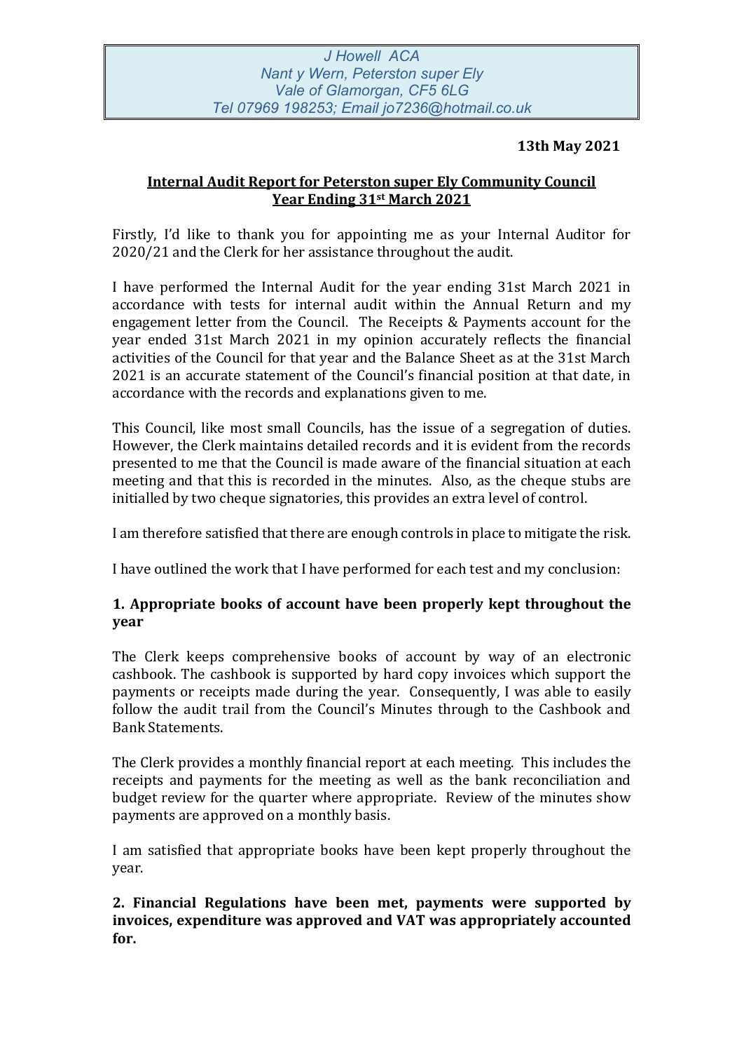*J Howell ACA*
*Nant y Wern, Peterston super Ely*
*Vale of Glamorgan, CF5 6LG*
*Tel 07969 198253; Email jo7236@hotmail.co.uk*

**13th May 2021**

**Internal Audit Report for Peterston super Ely Community Council**
**Year Ending 31st March 2021**

Firstly, I'd like to thank you for appointing me as your Internal Auditor for 2020/21 and the Clerk for her assistance throughout the audit.

I have performed the Internal Audit for the year ending 31st March 2021 in accordance with tests for internal audit within the Annual Return and my engagement letter from the Council. The Receipts & Payments account for the year ended 31st March 2021 in my opinion accurately reflects the financial activities of the Council for that year and the Balance Sheet as at the 31st March 2021 is an accurate statement of the Council's financial position at that date, in accordance with the records and explanations given to me.

This Council, like most small Councils, has the issue of a segregation of duties. However, the Clerk maintains detailed records and it is evident from the records presented to me that the Council is made aware of the financial situation at each meeting and that this is recorded in the minutes. Also, as the cheque stubs are initialled by two cheque signatories, this provides an extra level of control.

I am therefore satisfied that there are enough controls in place to mitigate the risk.

I have outlined the work that I have performed for each test and my conclusion:

**1. Appropriate books of account have been properly kept throughout the year**

The Clerk keeps comprehensive books of account by way of an electronic cashbook. The cashbook is supported by hard copy invoices which support the payments or receipts made during the year. Consequently, I was able to easily follow the audit trail from the Council's Minutes through to the Cashbook and Bank Statements.

The Clerk provides a monthly financial report at each meeting. This includes the receipts and payments for the meeting as well as the bank reconciliation and budget review for the quarter where appropriate. Review of the minutes show payments are approved on a monthly basis.

I am satisfied that appropriate books have been kept properly throughout the year.

**2. Financial Regulations have been met, payments were supported by invoices, expenditure was approved and VAT was appropriately accounted for.**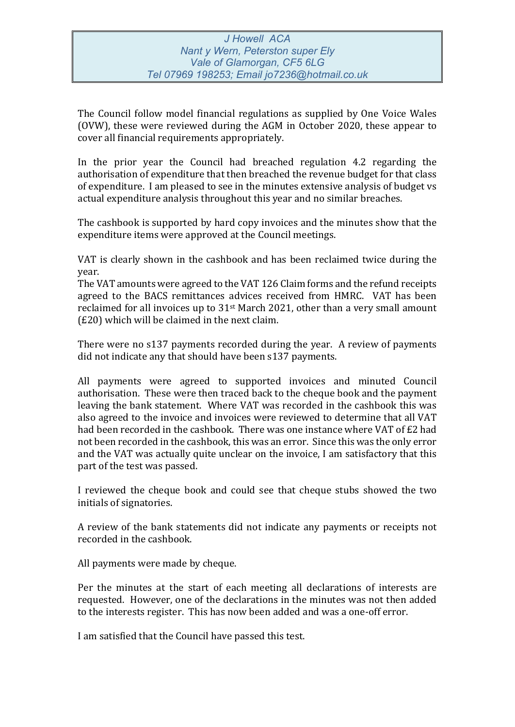The Council follow model financial regulations as supplied by One Voice Wales (OVW), these were reviewed during the AGM in October 2020, these appear to cover all financial requirements appropriately.

In the prior year the Council had breached regulation 4.2 regarding the authorisation of expenditure that then breached the revenue budget for that class of expenditure. I am pleased to see in the minutes extensive analysis of budget vs actual expenditure analysis throughout this year and no similar breaches.

The cashbook is supported by hard copy invoices and the minutes show that the expenditure items were approved at the Council meetings.

VAT is clearly shown in the cashbook and has been reclaimed twice during the year.
The VAT amounts were agreed to the VAT 126 Claim forms and the refund receipts agreed to the BACS remittances advices received from HMRC. VAT has been reclaimed for all invoices up to 31st March 2021, other than a very small amount (£20) which will be claimed in the next claim.

There were no s137 payments recorded during the year. A review of payments did not indicate any that should have been s137 payments.

All payments were agreed to supported invoices and minuted Council authorisation. These were then traced back to the cheque book and the payment leaving the bank statement. Where VAT was recorded in the cashbook this was also agreed to the invoice and invoices were reviewed to determine that all VAT had been recorded in the cashbook. There was one instance where VAT of £2 had not been recorded in the cashbook, this was an error. Since this was the only error and the VAT was actually quite unclear on the invoice, I am satisfactory that this part of the test was passed.

I reviewed the cheque book and could see that cheque stubs showed the two initials of signatories.

A review of the bank statements did not indicate any payments or receipts not recorded in the cashbook.

All payments were made by cheque.

Per the minutes at the start of each meeting all declarations of interests are requested. However, one of the declarations in the minutes was not then added to the interests register. This has now been added and was a one-off error.

I am satisfied that the Council have passed this test.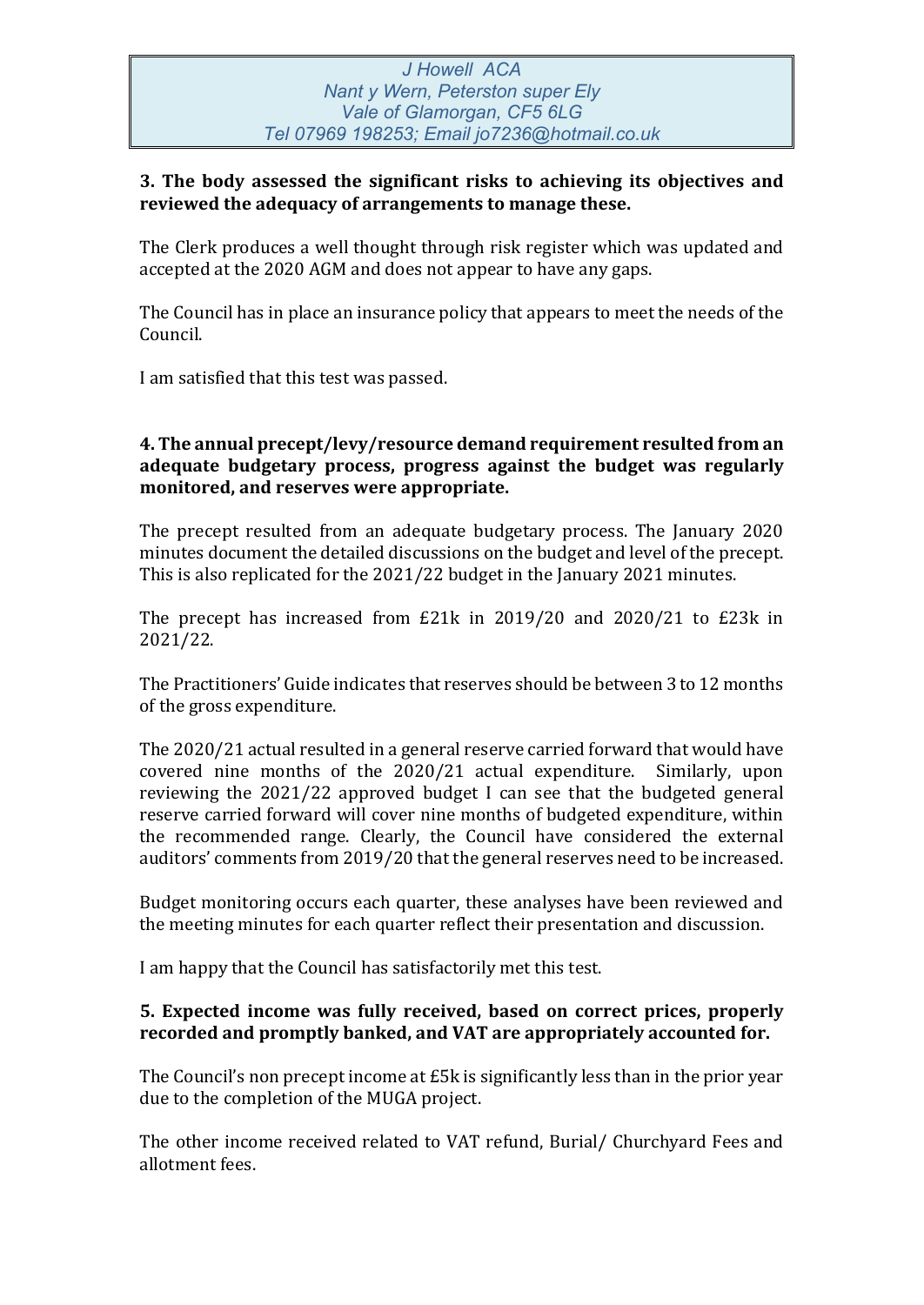**3. The body assessed the significant risks to achieving its objectives and reviewed the adequacy of arrangements to manage these.**

The Clerk produces a well thought through risk register which was updated and accepted at the 2020 AGM and does not appear to have any gaps.

The Council has in place an insurance policy that appears to meet the needs of the Council.

I am satisfied that this test was passed.

**4. The annual precept/levy/resource demand requirement resulted from an adequate budgetary process, progress against the budget was regularly monitored, and reserves were appropriate.**

The precept resulted from an adequate budgetary process. The January 2020 minutes document the detailed discussions on the budget and level of the precept. This is also replicated for the 2021/22 budget in the January 2021 minutes.

The precept has increased from £21k in 2019/20 and 2020/21 to £23k in 2021/22.

The Practitioners' Guide indicates that reserves should be between 3 to 12 months of the gross expenditure.

The 2020/21 actual resulted in a general reserve carried forward that would have covered nine months of the 2020/21 actual expenditure. Similarly, upon reviewing the 2021/22 approved budget I can see that the budgeted general reserve carried forward will cover nine months of budgeted expenditure, within the recommended range. Clearly, the Council have considered the external auditors' comments from 2019/20 that the general reserves need to be increased.

Budget monitoring occurs each quarter, these analyses have been reviewed and the meeting minutes for each quarter reflect their presentation and discussion.

I am happy that the Council has satisfactorily met this test.

**5. Expected income was fully received, based on correct prices, properly recorded and promptly banked, and VAT are appropriately accounted for.**

The Council's non precept income at £5k is significantly less than in the prior year due to the completion of the MUGA project.

The other income received related to VAT refund, Burial/ Churchyard Fees and allotment fees.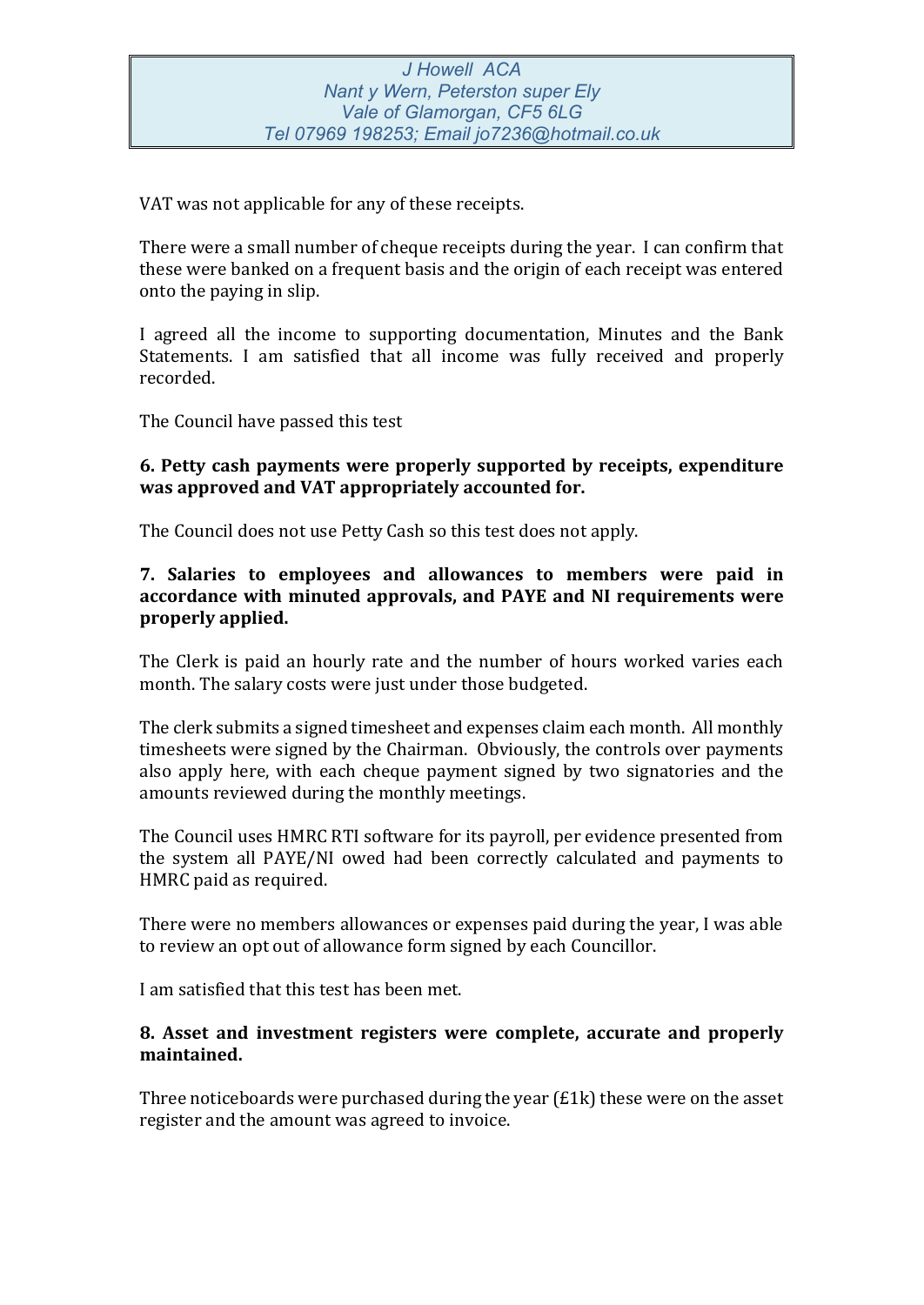VAT was not applicable for any of these receipts.

There were a small number of cheque receipts during the year. I can confirm that these were banked on a frequent basis and the origin of each receipt was entered onto the paying in slip.

I agreed all the income to supporting documentation, Minutes and the Bank Statements. I am satisfied that all income was fully received and properly recorded.

The Council have passed this test

**6. Petty cash payments were properly supported by receipts, expenditure was approved and VAT appropriately accounted for.**

The Council does not use Petty Cash so this test does not apply.

**7. Salaries to employees and allowances to members were paid in accordance with minuted approvals, and PAYE and NI requirements were properly applied.**

The Clerk is paid an hourly rate and the number of hours worked varies each month. The salary costs were just under those budgeted.

The clerk submits a signed timesheet and expenses claim each month. All monthly timesheets were signed by the Chairman. Obviously, the controls over payments also apply here, with each cheque payment signed by two signatories and the amounts reviewed during the monthly meetings.

The Council uses HMRC RTI software for its payroll, per evidence presented from the system all PAYE/NI owed had been correctly calculated and payments to HMRC paid as required.

There were no members allowances or expenses paid during the year, I was able to review an opt out of allowance form signed by each Councillor.

I am satisfied that this test has been met.

**8. Asset and investment registers were complete, accurate and properly maintained.**

Three noticeboards were purchased during the year (£1k) these were on the asset register and the amount was agreed to invoice.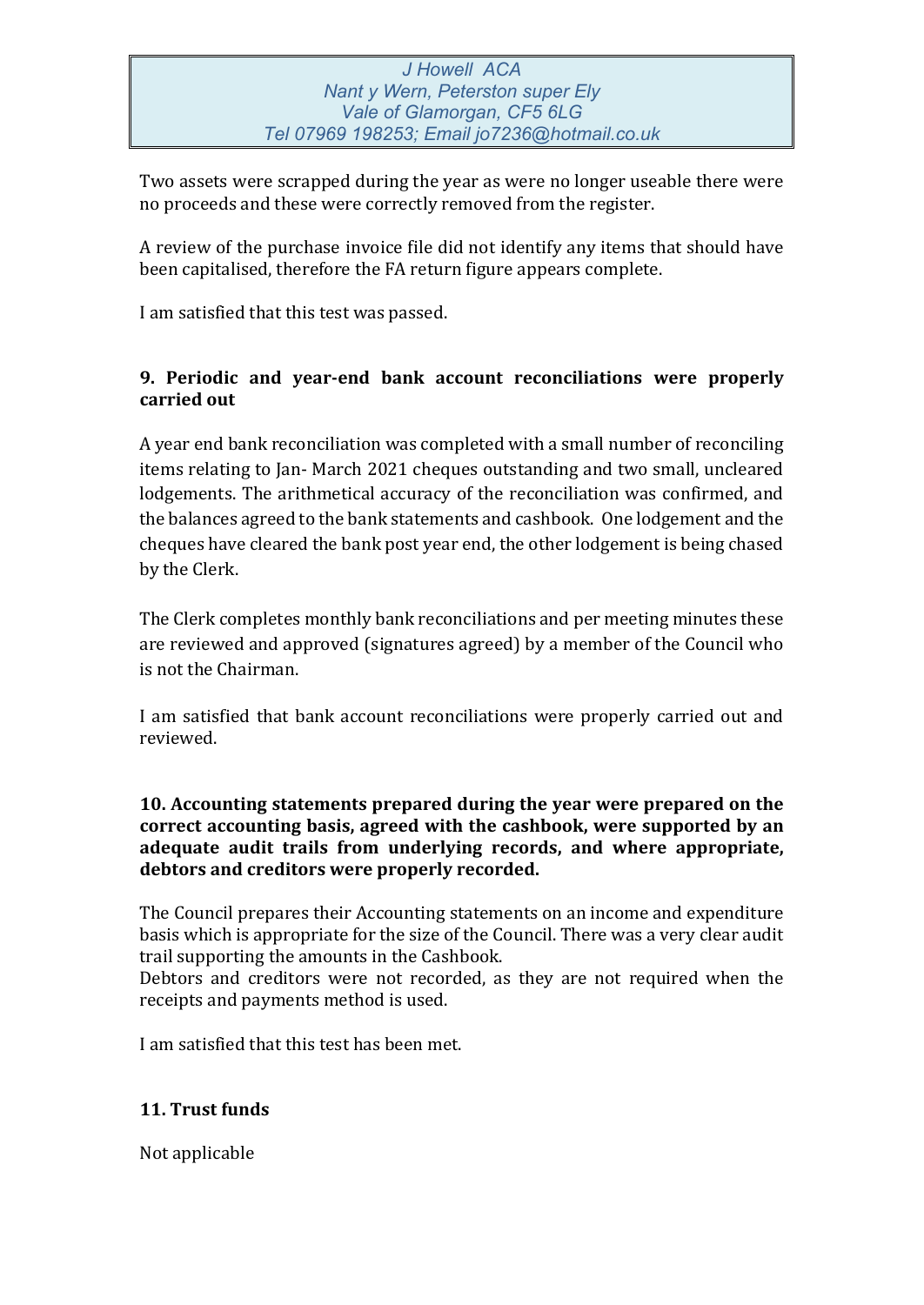Two assets were scrapped during the year as were no longer useable there were no proceeds and these were correctly removed from the register.

A review of the purchase invoice file did not identify any items that should have been capitalised, therefore the FA return figure appears complete.

I am satisfied that this test was passed.

**9. Periodic and year-end bank account reconciliations were properly carried out**

A year end bank reconciliation was completed with a small number of reconciling items relating to Jan- March 2021 cheques outstanding and two small, uncleared lodgements. The arithmetical accuracy of the reconciliation was confirmed, and the balances agreed to the bank statements and cashbook. One lodgement and the cheques have cleared the bank post year end, the other lodgement is being chased by the Clerk.

The Clerk completes monthly bank reconciliations and per meeting minutes these are reviewed and approved (signatures agreed) by a member of the Council who is not the Chairman.

I am satisfied that bank account reconciliations were properly carried out and reviewed.

**10. Accounting statements prepared during the year were prepared on the correct accounting basis, agreed with the cashbook, were supported by an adequate audit trails from underlying records, and where appropriate, debtors and creditors were properly recorded.**

The Council prepares their Accounting statements on an income and expenditure basis which is appropriate for the size of the Council. There was a very clear audit trail supporting the amounts in the Cashbook.
Debtors and creditors were not recorded, as they are not required when the receipts and payments method is used.

I am satisfied that this test has been met.

**11. Trust funds**

Not applicable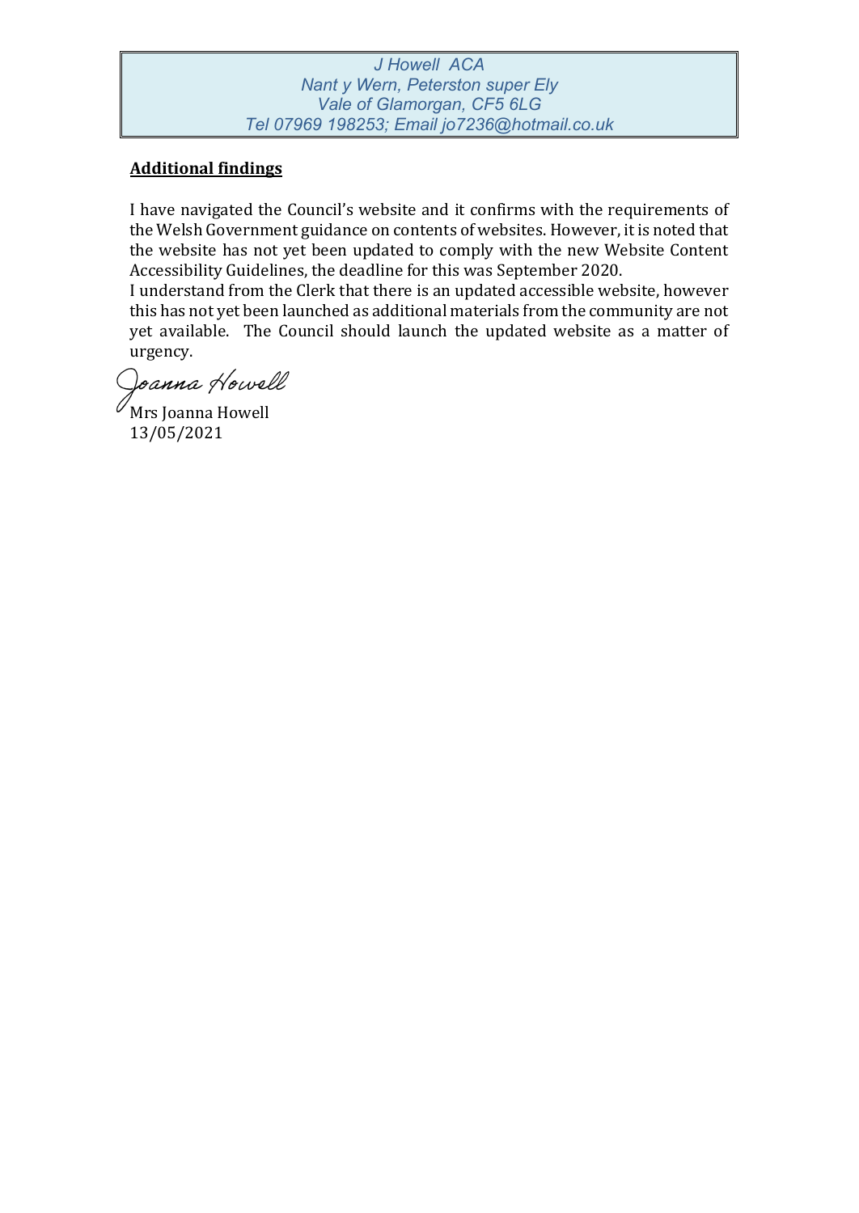*J Howell ACA*
*Nant y Wern, Peterston super Ely*
*Vale of Glamorgan, CF5 6LG*
*Tel 07969 198253; Email jo7236@hotmail.co.uk*

**Additional findings**

I have navigated the Council's website and it confirms with the requirements of the Welsh Government guidance on contents of websites. However, it is noted that the website has not yet been updated to comply with the new Website Content Accessibility Guidelines, the deadline for this was September 2020.
I understand from the Clerk that there is an updated accessible website, however this has not yet been launched as additional materials from the community are not yet available. The Council should launch the updated website as a matter of urgency.

*Joanna Howell*
Mrs Joanna Howell
13/05/2021